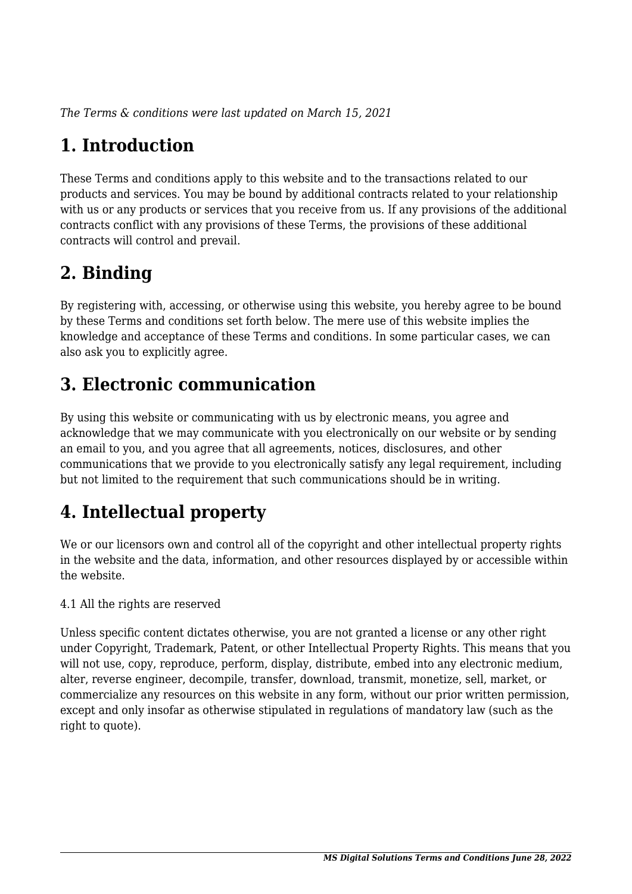*The Terms & conditions were last updated on March 15, 2021*

# 1. Introduction

These Terms and conditions apply to this website and to the transactions related to our products and services. You may be bound by additional contracts related to your relationship with us or any products or services that you receive from us. If any provisions of the additional contracts conflict with any provisions of these Terms, the provisions of these additional contracts will control and prevail.

# 2. Binding

By registering with, accessing, or otherwise using this website, you hereby agree to be bound by these Terms and conditions set forth below. The mere use of this website implies the knowledge and acceptance of these Terms and conditions. In some particular cases, we can also ask you to explicitly agree.

# 3. Electronic communication

By using this website or communicating with us by electronic means, you agree and acknowledge that we may communicate with you electronically on our website or by sending an email to you, and you agree that all agreements, notices, disclosures, and other communications that we provide to you electronically satisfy any legal requirement, including but not limited to the requirement that such communications should be in writing.

# 4. Intellectual property

We or our licensors own and control all of the copyright and other intellectual property rights in the website and the data, information, and other resources displayed by or accessible within the website.

4.1 All the rights are reserved

Unless specific content dictates otherwise, you are not granted a license or any other right under Copyright, Trademark, Patent, or other Intellectual Property Rights. This means that you will not use, copy, reproduce, perform, display, distribute, embed into any electronic medium, alter, reverse engineer, decompile, transfer, download, transmit, monetize, sell, market, or commercialize any resources on this website in any form, without our prior written permission, except and only insofar as otherwise stipulated in regulations of mandatory law (such as the right to quote).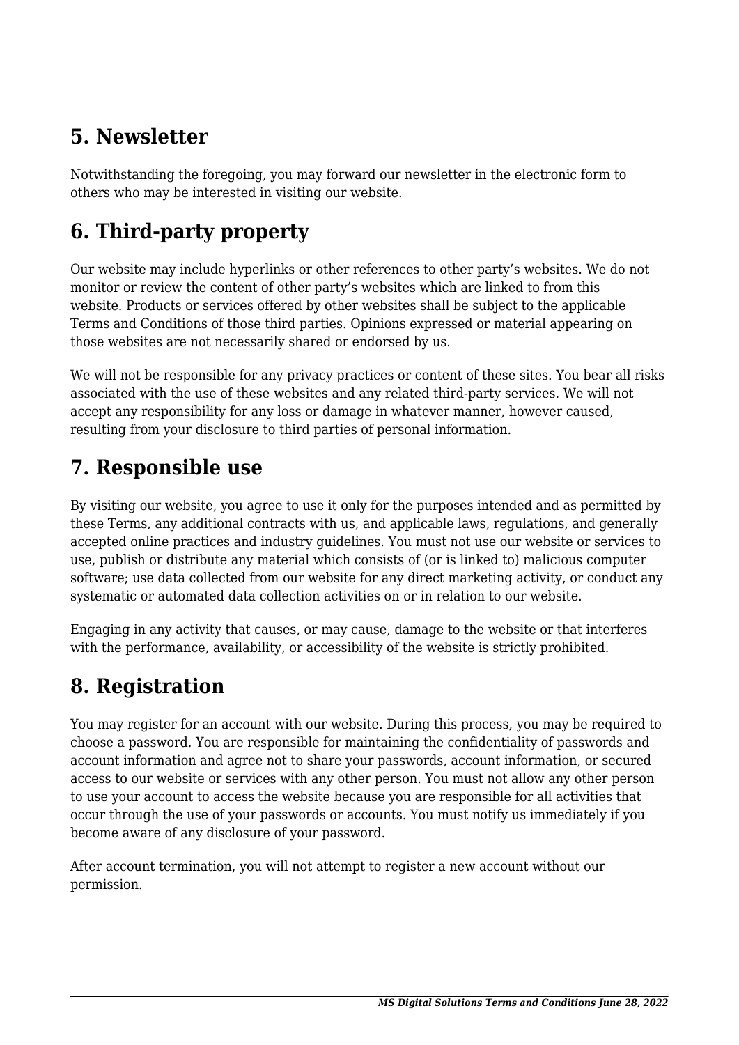## 5. Newsletter

Notwithstanding the foregoing, you may forward our newsletter in the electronic form to others who may be interested in visiting our website.

## 6. Third-party property

Our website may include hyperlinks or other references to other party's websites. We do not monitor or review the content of other party's websites which are linked to from this website. Products or services offered by other websites shall be subject to the applicable Terms and Conditions of those third parties. Opinions expressed or material appearing on those websites are not necessarily shared or endorsed by us.

We will not be responsible for any privacy practices or content of these sites. You bear all risks associated with the use of these websites and any related third-party services. We will not accept any responsibility for any loss or damage in whatever manner, however caused, resulting from your disclosure to third parties of personal information.

## 7. Responsible use

By visiting our website, you agree to use it only for the purposes intended and as permitted by these Terms, any additional contracts with us, and applicable laws, regulations, and generally accepted online practices and industry guidelines. You must not use our website or services to use, publish or distribute any material which consists of (or is linked to) malicious computer software; use data collected from our website for any direct marketing activity, or conduct any systematic or automated data collection activities on or in relation to our website.

Engaging in any activity that causes, or may cause, damage to the website or that interferes with the performance, availability, or accessibility of the website is strictly prohibited.

## 8. Registration

You may register for an account with our website. During this process, you may be required to choose a password. You are responsible for maintaining the confidentiality of passwords and account information and agree not to share your passwords, account information, or secured access to our website or services with any other person. You must not allow any other person to use your account to access the website because you are responsible for all activities that occur through the use of your passwords or accounts. You must notify us immediately if you become aware of any disclosure of your password.

After account termination, you will not attempt to register a new account without our permission.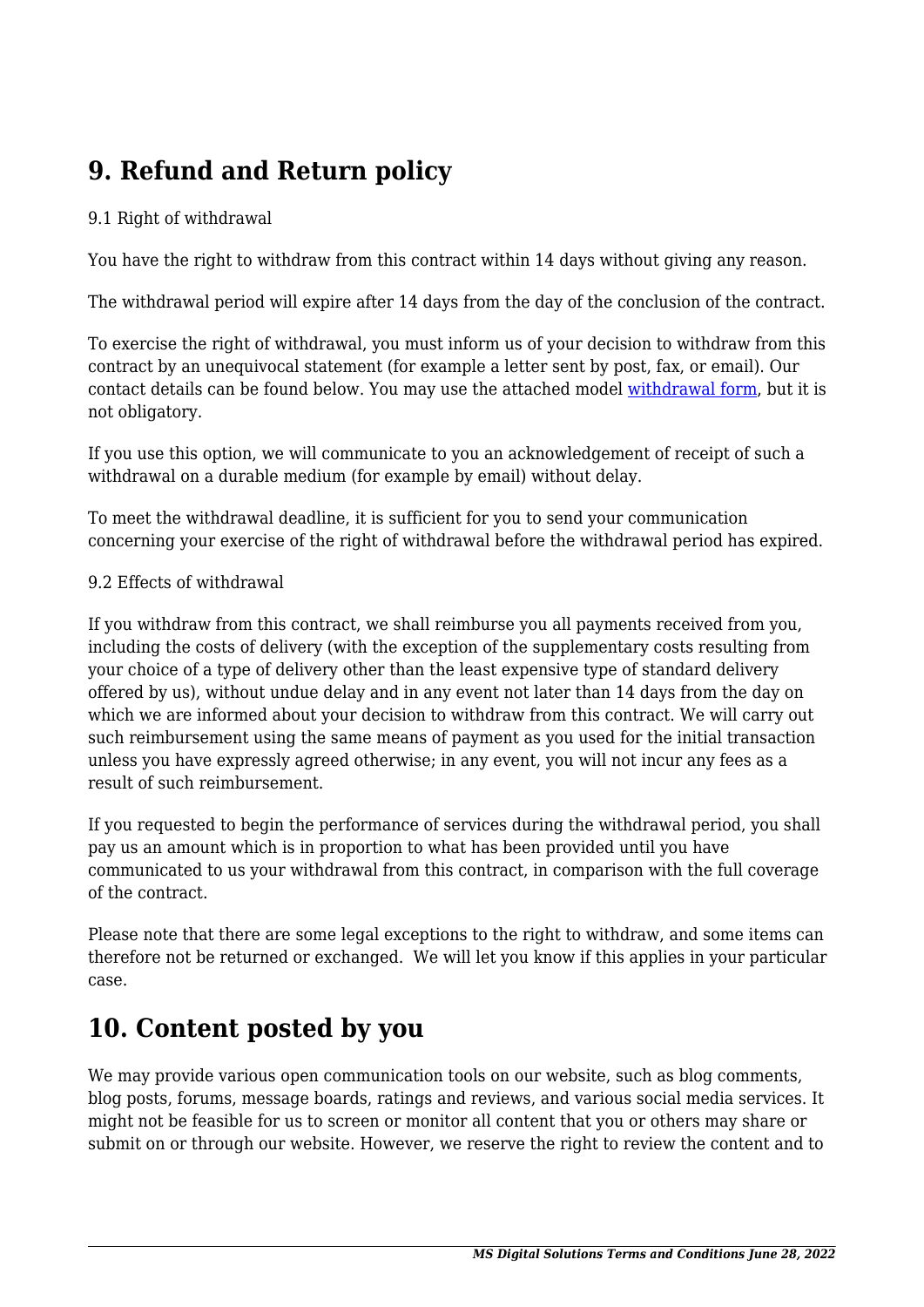## 9. Refund and Return policy

9.1 Right of withdrawal

You have the right to withdraw from this contract within 14 days without giving any reason.

The withdrawal period will expire after 14 days from the day of the conclusion of the contract.

To exercise the right of withdrawal, you must inform us of your decision to withdraw from this contract by an unequivocal statement (for example a letter sent by post, fax, or email). Our contact details can be found below. You may use the attached model withdrawal form, but it is not obligatory.

If you use this option, we will communicate to you an acknowledgement of receipt of such a withdrawal on a durable medium (for example by email) without delay.

To meet the withdrawal deadline, it is sufficient for you to send your communication concerning your exercise of the right of withdrawal before the withdrawal period has expired.

9.2 Effects of withdrawal

If you withdraw from this contract, we shall reimburse you all payments received from you, including the costs of delivery (with the exception of the supplementary costs resulting from your choice of a type of delivery other than the least expensive type of standard delivery offered by us), without undue delay and in any event not later than 14 days from the day on which we are informed about your decision to withdraw from this contract. We will carry out such reimbursement using the same means of payment as you used for the initial transaction unless you have expressly agreed otherwise; in any event, you will not incur any fees as a result of such reimbursement.

If you requested to begin the performance of services during the withdrawal period, you shall pay us an amount which is in proportion to what has been provided until you have communicated to us your withdrawal from this contract, in comparison with the full coverage of the contract.

Please note that there are some legal exceptions to the right to withdraw, and some items can therefore not be returned or exchanged. We will let you know if this applies in your particular case.

## 10. Content posted by you

We may provide various open communication tools on our website, such as blog comments, blog posts, forums, message boards, ratings and reviews, and various social media services. It might not be feasible for us to screen or monitor all content that you or others may share or submit on or through our website. However, we reserve the right to review the content and to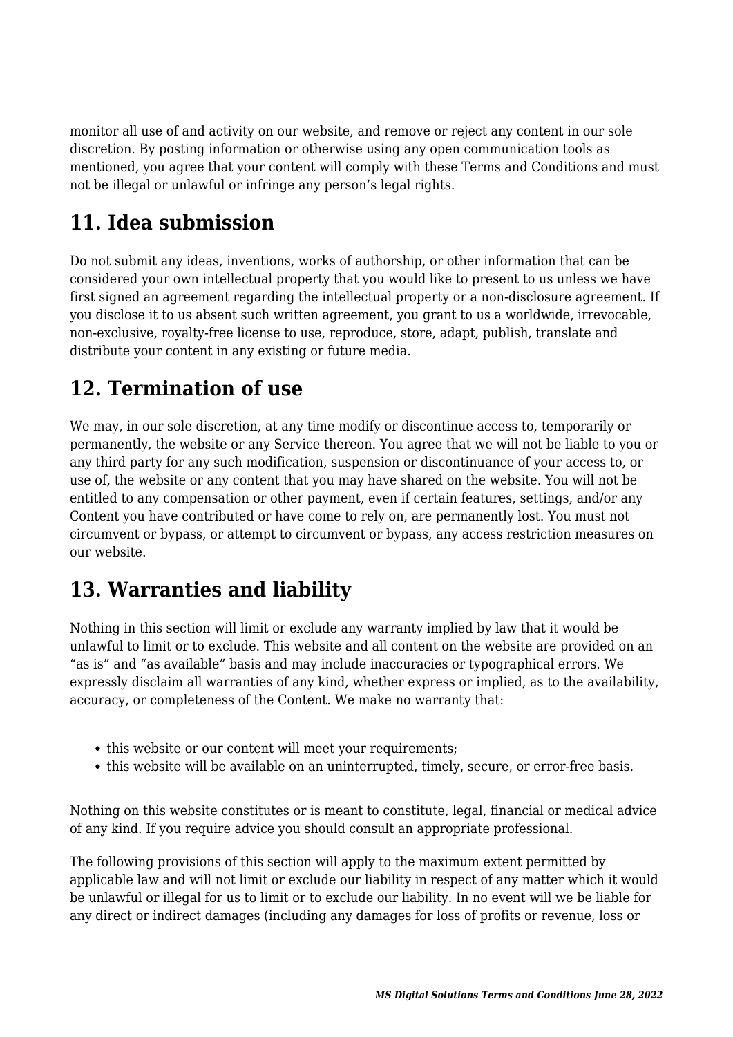monitor all use of and activity on our website, and remove or reject any content in our sole discretion. By posting information or otherwise using any open communication tools as mentioned, you agree that your content will comply with these Terms and Conditions and must not be illegal or unlawful or infringe any person's legal rights.

## 11. Idea submission

Do not submit any ideas, inventions, works of authorship, or other information that can be considered your own intellectual property that you would like to present to us unless we have first signed an agreement regarding the intellectual property or a non-disclosure agreement. If you disclose it to us absent such written agreement, you grant to us a worldwide, irrevocable, non-exclusive, royalty-free license to use, reproduce, store, adapt, publish, translate and distribute your content in any existing or future media.

## 12. Termination of use

We may, in our sole discretion, at any time modify or discontinue access to, temporarily or permanently, the website or any Service thereon. You agree that we will not be liable to you or any third party for any such modification, suspension or discontinuance of your access to, or use of, the website or any content that you may have shared on the website. You will not be entitled to any compensation or other payment, even if certain features, settings, and/or any Content you have contributed or have come to rely on, are permanently lost. You must not circumvent or bypass, or attempt to circumvent or bypass, any access restriction measures on our website.

## 13. Warranties and liability

Nothing in this section will limit or exclude any warranty implied by law that it would be unlawful to limit or to exclude. This website and all content on the website are provided on an "as is" and "as available" basis and may include inaccuracies or typographical errors. We expressly disclaim all warranties of any kind, whether express or implied, as to the availability, accuracy, or completeness of the Content. We make no warranty that:

- this website or our content will meet your requirements;
- this website will be available on an uninterrupted, timely, secure, or error-free basis.

Nothing on this website constitutes or is meant to constitute, legal, financial or medical advice of any kind. If you require advice you should consult an appropriate professional.

The following provisions of this section will apply to the maximum extent permitted by applicable law and will not limit or exclude our liability in respect of any matter which it would be unlawful or illegal for us to limit or to exclude our liability. In no event will we be liable for any direct or indirect damages (including any damages for loss of profits or revenue, loss or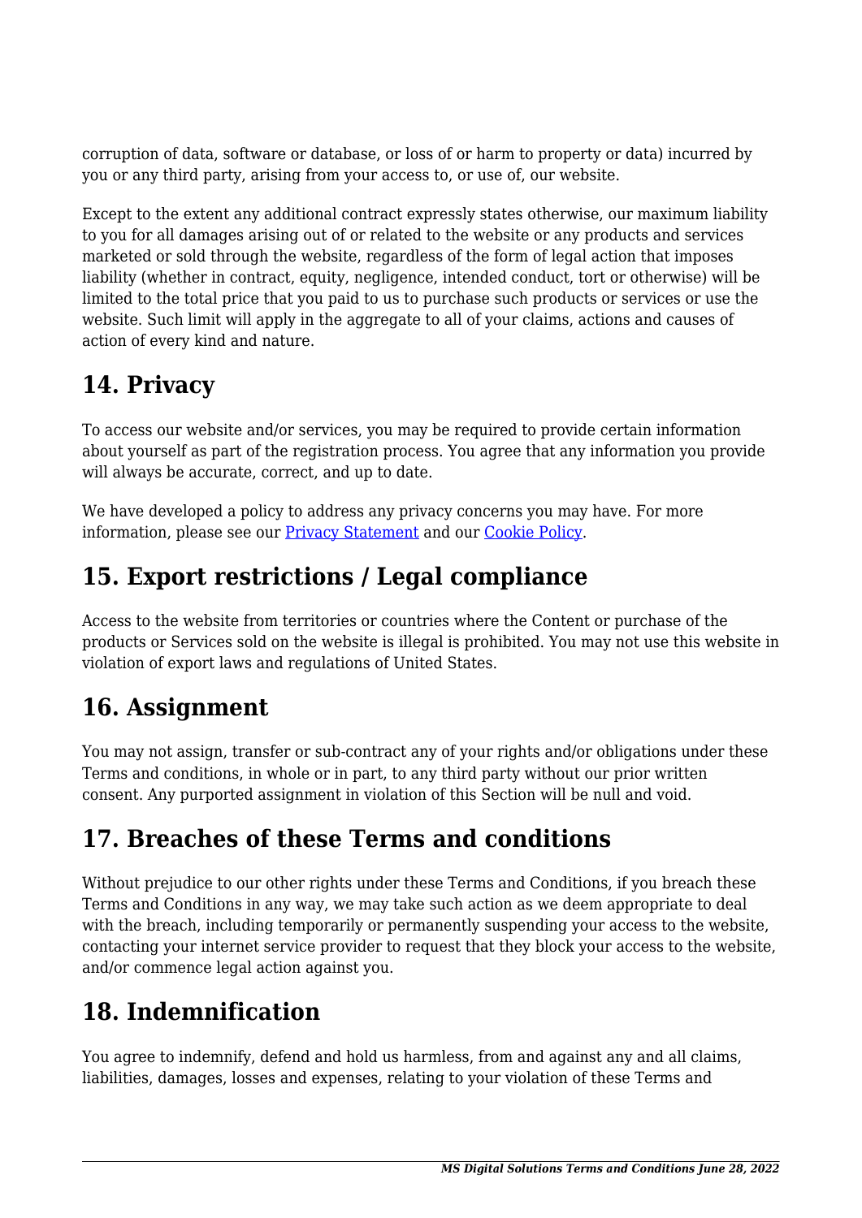corruption of data, software or database, or loss of or harm to property or data) incurred by you or any third party, arising from your access to, or use of, our website.

Except to the extent any additional contract expressly states otherwise, our maximum liability to you for all damages arising out of or related to the website or any products and services marketed or sold through the website, regardless of the form of legal action that imposes liability (whether in contract, equity, negligence, intended conduct, tort or otherwise) will be limited to the total price that you paid to us to purchase such products or services or use the website. Such limit will apply in the aggregate to all of your claims, actions and causes of action of every kind and nature.

## 14. Privacy

To access our website and/or services, you may be required to provide certain information about yourself as part of the registration process. You agree that any information you provide will always be accurate, correct, and up to date.

We have developed a policy to address any privacy concerns you may have. For more information, please see our [Privacy Statement] and our [Cookie Policy].

## 15. Export restrictions / Legal compliance

Access to the website from territories or countries where the Content or purchase of the products or Services sold on the website is illegal is prohibited. You may not use this website in violation of export laws and regulations of United States.

## 16. Assignment

You may not assign, transfer or sub-contract any of your rights and/or obligations under these Terms and conditions, in whole or in part, to any third party without our prior written consent. Any purported assignment in violation of this Section will be null and void.

## 17. Breaches of these Terms and conditions

Without prejudice to our other rights under these Terms and Conditions, if you breach these Terms and Conditions in any way, we may take such action as we deem appropriate to deal with the breach, including temporarily or permanently suspending your access to the website, contacting your internet service provider to request that they block your access to the website, and/or commence legal action against you.

## 18. Indemnification

You agree to indemnify, defend and hold us harmless, from and against any and all claims, liabilities, damages, losses and expenses, relating to your violation of these Terms and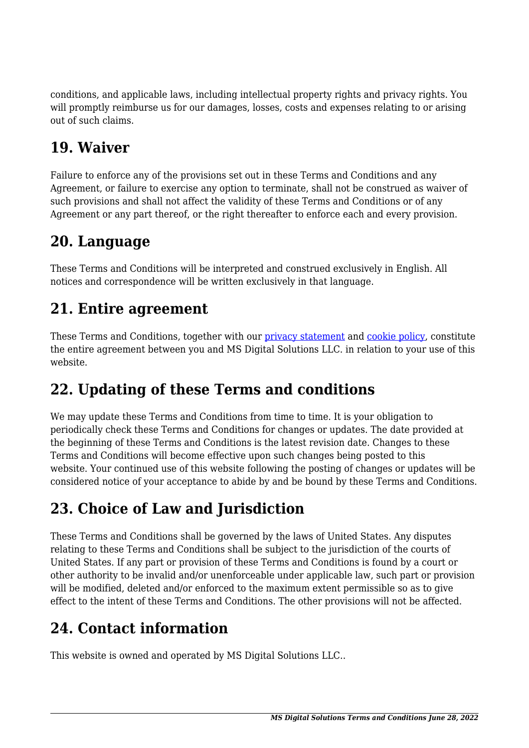conditions, and applicable laws, including intellectual property rights and privacy rights. You will promptly reimburse us for our damages, losses, costs and expenses relating to or arising out of such claims.

## 19. Waiver

Failure to enforce any of the provisions set out in these Terms and Conditions and any Agreement, or failure to exercise any option to terminate, shall not be construed as waiver of such provisions and shall not affect the validity of these Terms and Conditions or of any Agreement or any part thereof, or the right thereafter to enforce each and every provision.

## 20. Language

These Terms and Conditions will be interpreted and construed exclusively in English. All notices and correspondence will be written exclusively in that language.

## 21. Entire agreement

These Terms and Conditions, together with our privacy statement and cookie policy, constitute the entire agreement between you and MS Digital Solutions LLC. in relation to your use of this website.

## 22. Updating of these Terms and conditions

We may update these Terms and Conditions from time to time. It is your obligation to periodically check these Terms and Conditions for changes or updates. The date provided at the beginning of these Terms and Conditions is the latest revision date. Changes to these Terms and Conditions will become effective upon such changes being posted to this website. Your continued use of this website following the posting of changes or updates will be considered notice of your acceptance to abide by and be bound by these Terms and Conditions.

## 23. Choice of Law and Jurisdiction

These Terms and Conditions shall be governed by the laws of United States. Any disputes relating to these Terms and Conditions shall be subject to the jurisdiction of the courts of United States. If any part or provision of these Terms and Conditions is found by a court or other authority to be invalid and/or unenforceable under applicable law, such part or provision will be modified, deleted and/or enforced to the maximum extent permissible so as to give effect to the intent of these Terms and Conditions. The other provisions will not be affected.

## 24. Contact information

This website is owned and operated by MS Digital Solutions LLC..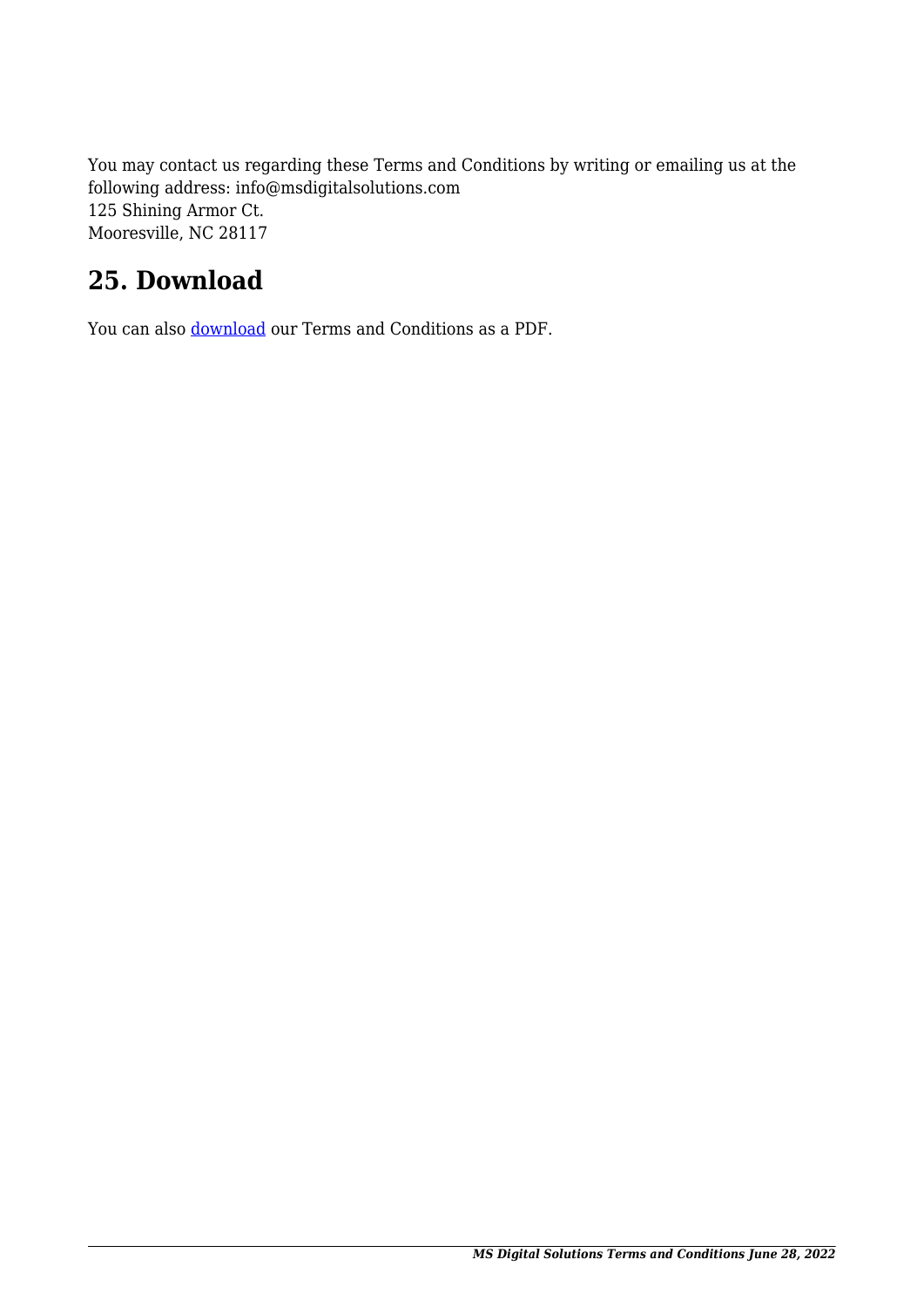You may contact us regarding these Terms and Conditions by writing or emailing us at the following address: info@msdigitalsolutions.com
125 Shining Armor Ct.
Mooresville, NC 28117

## 25. Download

You can also download our Terms and Conditions as a PDF.